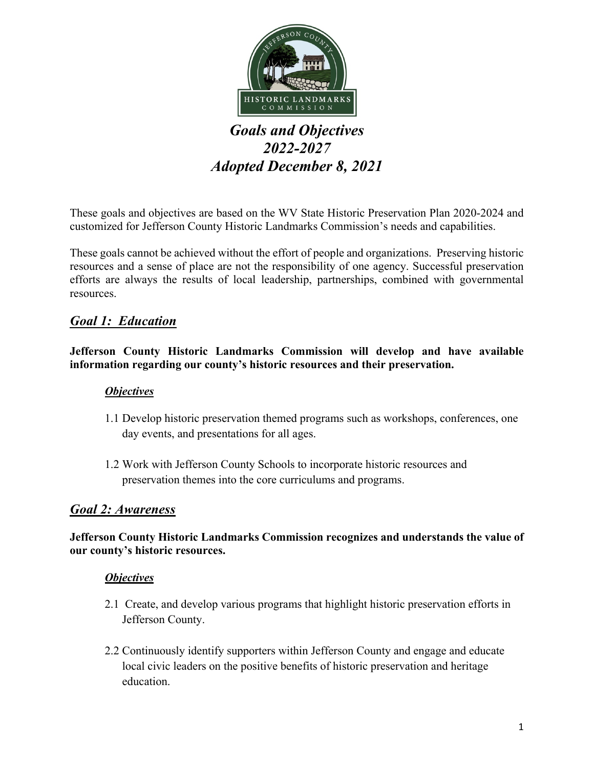# *Goals and Objectives 2022-2027 Adopted December 8, 2021*

These goals and objectives are based on the WV State Historic Preservation Plan 2020-2024 and customized for Jefferson County Historic Landmarks Commission's needs and capabilities.

These goals cannot be achieved without the effort of people and organizations. Preserving historic resources and a sense of place are not the responsibility of one agency. Successful preservation efforts are always the results of local leadership, partnerships, combined with governmental resources.

## *Goal 1: Education*

**Jefferson County Historic Landmarks Commission will develop and have available information regarding our county's historic resources and their preservation.**

### *Objectives*

1.1 Develop historic preservation themed programs such as workshops, conferences, one day events, and presentations for all ages.

1.2 Work with Jefferson County Schools to incorporate historic resources and preservation themes into the core curriculums and programs.

## *Goal 2: Awareness*

**Jefferson County Historic Landmarks Commission recognizes and understands the value of our county's historic resources.**

### *Objectives*

2.1 Create, and develop various programs that highlight historic preservation efforts in Jefferson County.

2.2 Continuously identify supporters within Jefferson County and engage and educate local civic leaders on the positive benefits of historic preservation and heritage education.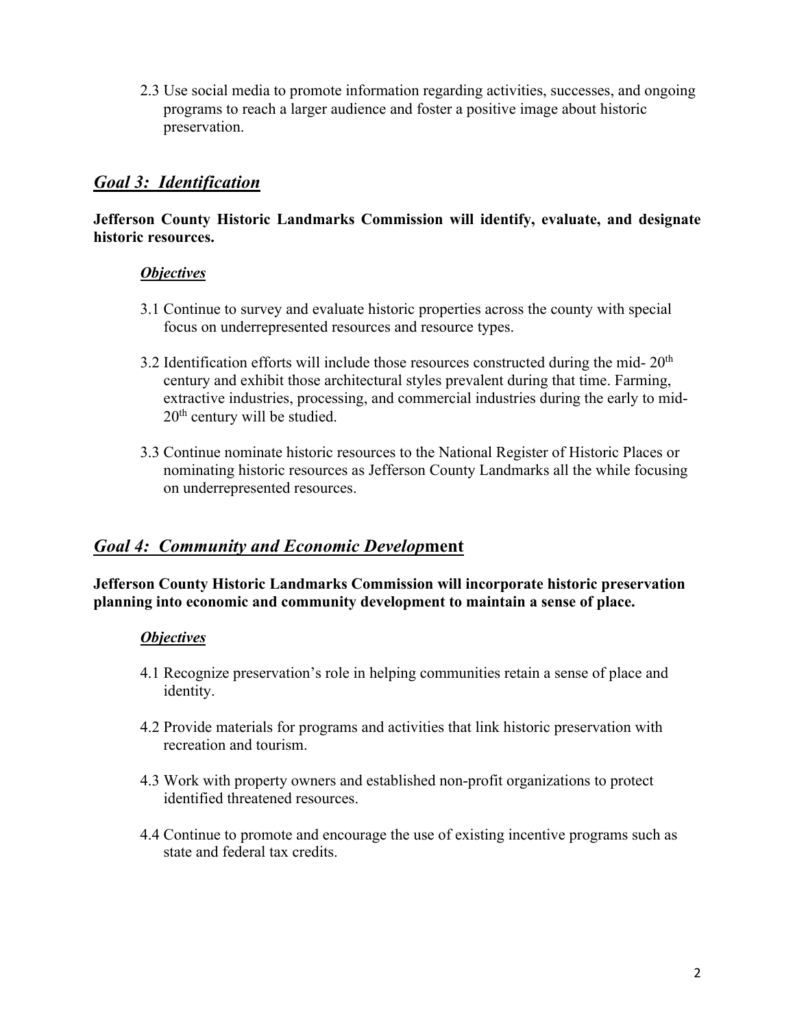2.3 Use social media to promote information regarding activities, successes, and ongoing programs to reach a larger audience and foster a positive image about historic preservation.

## ***Goal 3: Identification***

**Jefferson County Historic Landmarks Commission will identify, evaluate, and designate historic resources.**

***Objectives***

3.1 Continue to survey and evaluate historic properties across the county with special focus on underrepresented resources and resource types.

3.2 Identification efforts will include those resources constructed during the mid- 20th century and exhibit those architectural styles prevalent during that time. Farming, extractive industries, processing, and commercial industries during the early to mid- 20th century will be studied.

3.3 Continue nominate historic resources to the National Register of Historic Places or nominating historic resources as Jefferson County Landmarks all the while focusing on underrepresented resources.

## ***Goal 4: Community and Economic Development***

**Jefferson County Historic Landmarks Commission will incorporate historic preservation planning into economic and community development to maintain a sense of place.**

***Objectives***

4.1 Recognize preservation's role in helping communities retain a sense of place and identity.

4.2 Provide materials for programs and activities that link historic preservation with recreation and tourism.

4.3 Work with property owners and established non-profit organizations to protect identified threatened resources.

4.4 Continue to promote and encourage the use of existing incentive programs such as state and federal tax credits.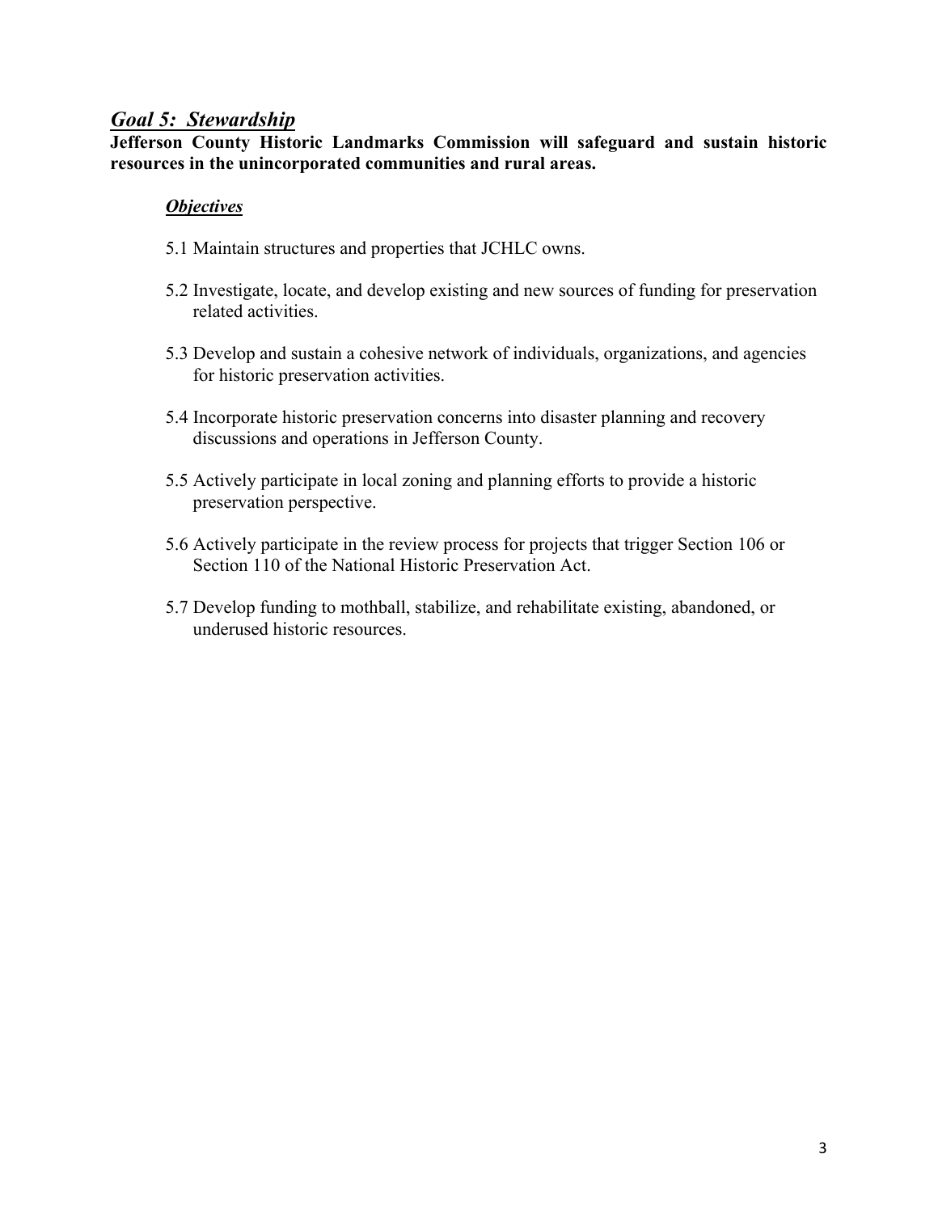## ***Goal 5: Stewardship***

**Jefferson County Historic Landmarks Commission will safeguard and sustain historic resources in the unincorporated communities and rural areas.**

***Objectives***

5.1 Maintain structures and properties that JCHLC owns.

5.2 Investigate, locate, and develop existing and new sources of funding for preservation related activities.

5.3 Develop and sustain a cohesive network of individuals, organizations, and agencies for historic preservation activities.

5.4 Incorporate historic preservation concerns into disaster planning and recovery discussions and operations in Jefferson County.

5.5 Actively participate in local zoning and planning efforts to provide a historic preservation perspective.

5.6 Actively participate in the review process for projects that trigger Section 106 or Section 110 of the National Historic Preservation Act.

5.7 Develop funding to mothball, stabilize, and rehabilitate existing, abandoned, or underused historic resources.